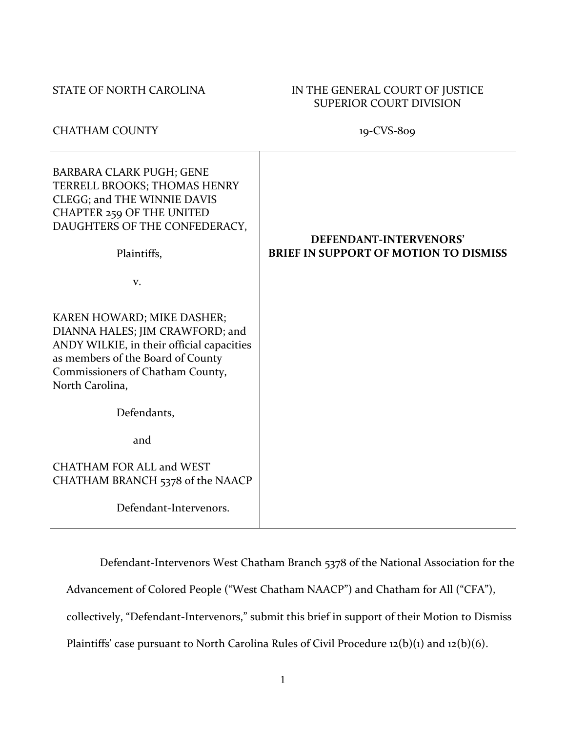STATE OF NORTH CAROLINA

CHATHAM COUNTY

IN THE GENERAL COURT OF JUSTICE
SUPERIOR COURT DIVISION

19-CVS-809

| | |
|---|---|
| BARBARA CLARK PUGH; GENE TERRELL BROOKS; THOMAS HENRY CLEGG; and THE WINNIE DAVIS CHAPTER 259 OF THE UNITED DAUGHTERS OF THE CONFEDERACY,<br><br>Plaintiffs,<br><br>v.<br><br>KAREN HOWARD; MIKE DASHER; DIANNA HALES; JIM CRAWFORD; and ANDY WILKIE, in their official capacities as members of the Board of County Commissioners of Chatham County, North Carolina,<br><br>Defendants,<br><br>and<br><br>CHATHAM FOR ALL and WEST CHATHAM BRANCH 5378 of the NAACP<br><br>Defendant-Intervenors. | **DEFENDANT-INTERVENORS' BRIEF IN SUPPORT OF MOTION TO DISMISS** |

Defendant-Intervenors West Chatham Branch 5378 of the National Association for the Advancement of Colored People ("West Chatham NAACP") and Chatham for All ("CFA"), collectively, "Defendant-Intervenors," submit this brief in support of their Motion to Dismiss Plaintiffs' case pursuant to North Carolina Rules of Civil Procedure 12(b)(1) and 12(b)(6).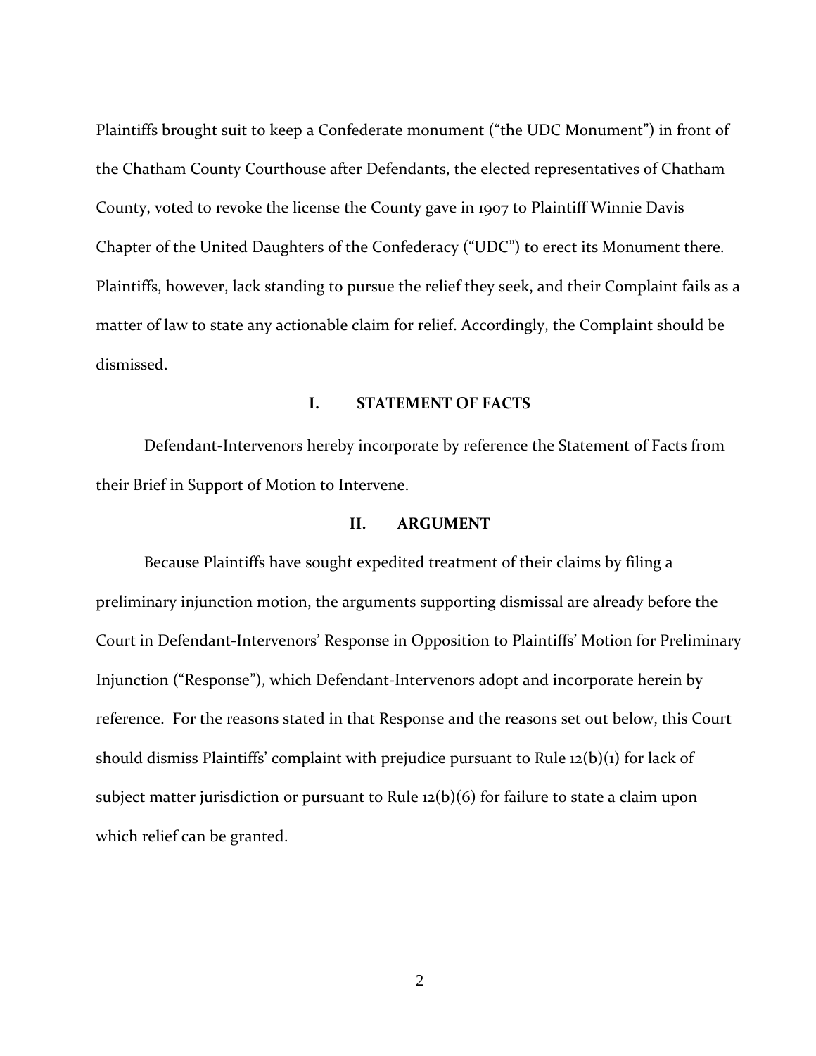Plaintiffs brought suit to keep a Confederate monument ("the UDC Monument") in front of the Chatham County Courthouse after Defendants, the elected representatives of Chatham County, voted to revoke the license the County gave in 1907 to Plaintiff Winnie Davis Chapter of the United Daughters of the Confederacy ("UDC") to erect its Monument there. Plaintiffs, however, lack standing to pursue the relief they seek, and their Complaint fails as a matter of law to state any actionable claim for relief. Accordingly, the Complaint should be dismissed.

## I. STATEMENT OF FACTS

Defendant-Intervenors hereby incorporate by reference the Statement of Facts from their Brief in Support of Motion to Intervene.

## II. ARGUMENT

Because Plaintiffs have sought expedited treatment of their claims by filing a preliminary injunction motion, the arguments supporting dismissal are already before the Court in Defendant-Intervenors' Response in Opposition to Plaintiffs' Motion for Preliminary Injunction ("Response"), which Defendant-Intervenors adopt and incorporate herein by reference. For the reasons stated in that Response and the reasons set out below, this Court should dismiss Plaintiffs' complaint with prejudice pursuant to Rule 12(b)(1) for lack of subject matter jurisdiction or pursuant to Rule 12(b)(6) for failure to state a claim upon which relief can be granted.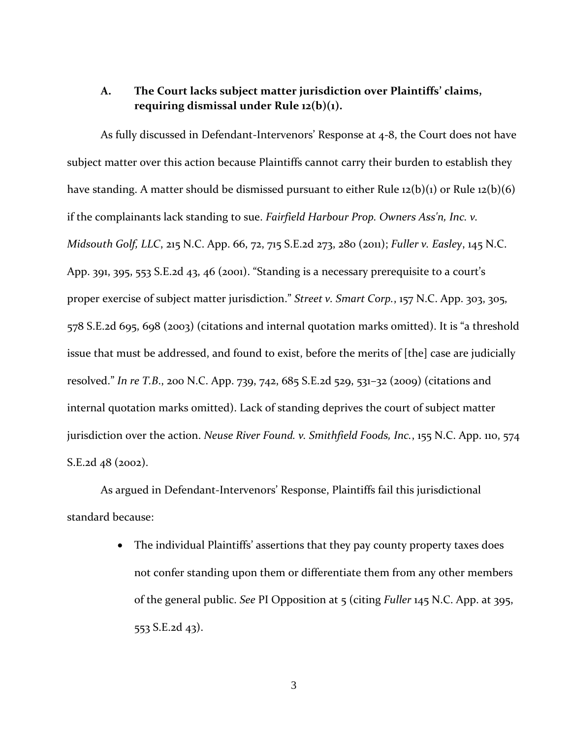### A. **The Court lacks subject matter jurisdiction over Plaintiffs' claims, requiring dismissal under Rule 12(b)(1).**

As fully discussed in Defendant-Intervenors' Response at 4-8, the Court does not have subject matter over this action because Plaintiffs cannot carry their burden to establish they have standing. A matter should be dismissed pursuant to either Rule 12(b)(1) or Rule 12(b)(6) if the complainants lack standing to sue. *Fairfield Harbour Prop. Owners Ass'n, Inc. v. Midsouth Golf, LLC*, 215 N.C. App. 66, 72, 715 S.E.2d 273, 280 (2011); *Fuller v. Easley*, 145 N.C. App. 391, 395, 553 S.E.2d 43, 46 (2001). "Standing is a necessary prerequisite to a court's proper exercise of subject matter jurisdiction." *Street v. Smart Corp.*, 157 N.C. App. 303, 305, 578 S.E.2d 695, 698 (2003) (citations and internal quotation marks omitted). It is "a threshold issue that must be addressed, and found to exist, before the merits of [the] case are judicially resolved." *In re T.B.*, 200 N.C. App. 739, 742, 685 S.E.2d 529, 531–32 (2009) (citations and internal quotation marks omitted). Lack of standing deprives the court of subject matter jurisdiction over the action. *Neuse River Found. v. Smithfield Foods, Inc.*, 155 N.C. App. 110, 574 S.E.2d 48 (2002).

As argued in Defendant-Intervenors' Response, Plaintiffs fail this jurisdictional standard because:

- The individual Plaintiffs' assertions that they pay county property taxes does not confer standing upon them or differentiate them from any other members of the general public. *See* PI Opposition at 5 (citing *Fuller* 145 N.C. App. at 395, 553 S.E.2d 43).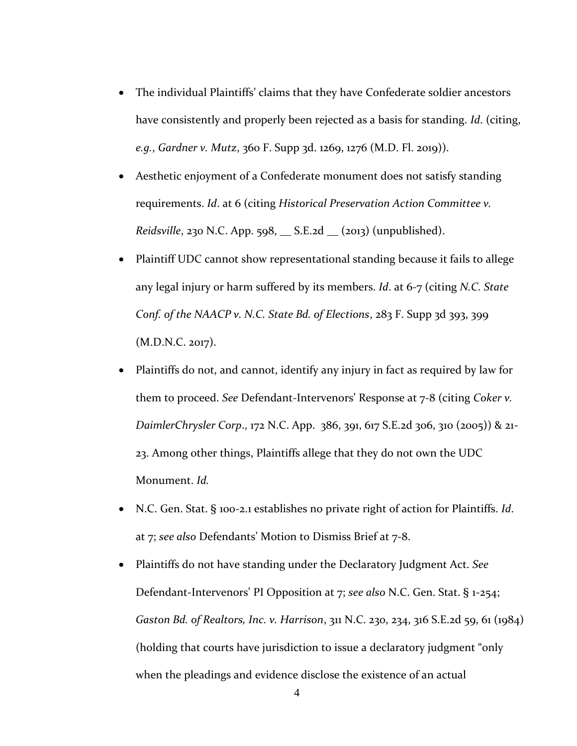- The individual Plaintiffs' claims that they have Confederate soldier ancestors have consistently and properly been rejected as a basis for standing. *Id.* (citing, *e.g.*, *Gardner v. Mutz*, 360 F. Supp 3d. 1269, 1276 (M.D. Fl. 2019)).
- Aesthetic enjoyment of a Confederate monument does not satisfy standing requirements. *Id*. at 6 (citing *Historical Preservation Action Committee v. Reidsville*, 230 N.C. App. 598, __ S.E.2d __ (2013) (unpublished).
- Plaintiff UDC cannot show representational standing because it fails to allege any legal injury or harm suffered by its members. *Id*. at 6-7 (citing *N.C. State Conf. of the NAACP v. N.C. State Bd. of Elections*, 283 F. Supp 3d 393, 399 (M.D.N.C. 2017).
- Plaintiffs do not, and cannot, identify any injury in fact as required by law for them to proceed. *See* Defendant-Intervenors' Response at 7-8 (citing *Coker v. DaimlerChrysler Corp*., 172 N.C. App. 386, 391, 617 S.E.2d 306, 310 (2005)) & 21-23. Among other things, Plaintiffs allege that they do not own the UDC Monument. *Id.*
- N.C. Gen. Stat. § 100-2.1 establishes no private right of action for Plaintiffs. *Id*. at 7; *see also* Defendants' Motion to Dismiss Brief at 7-8.
- Plaintiffs do not have standing under the Declaratory Judgment Act. *See* Defendant-Intervenors' PI Opposition at 7; *see also* N.C. Gen. Stat. § 1-254; *Gaston Bd. of Realtors, Inc. v. Harrison*, 311 N.C. 230, 234, 316 S.E.2d 59, 61 (1984) (holding that courts have jurisdiction to issue a declaratory judgment "only when the pleadings and evidence disclose the existence of an actual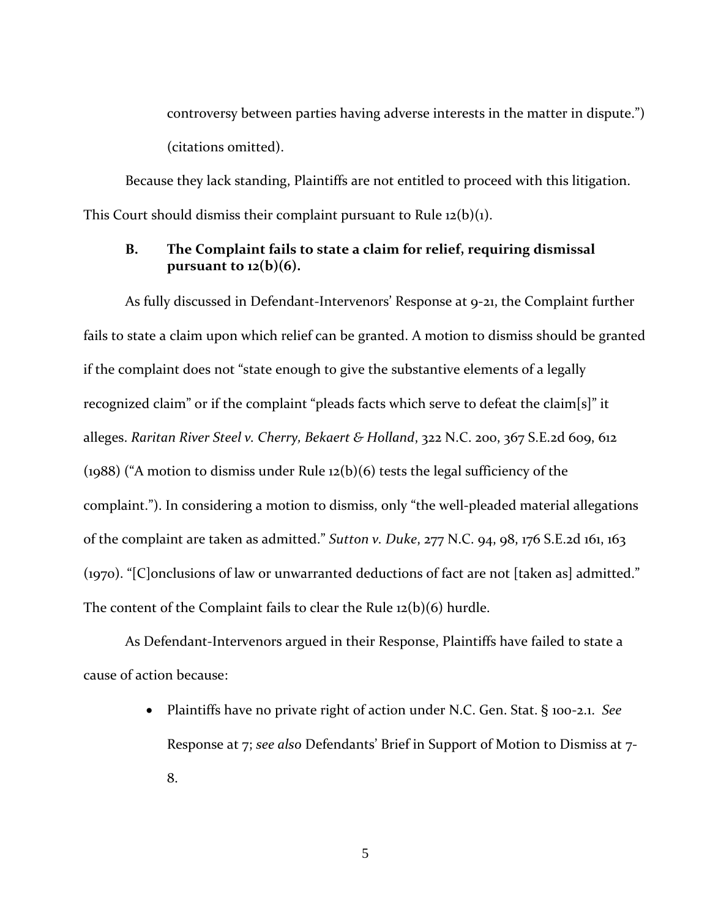controversy between parties having adverse interests in the matter in dispute.") (citations omitted).

Because they lack standing, Plaintiffs are not entitled to proceed with this litigation. This Court should dismiss their complaint pursuant to Rule 12(b)(1).

### B. The Complaint fails to state a claim for relief, requiring dismissal pursuant to 12(b)(6).

As fully discussed in Defendant-Intervenors' Response at 9-21, the Complaint further fails to state a claim upon which relief can be granted. A motion to dismiss should be granted if the complaint does not "state enough to give the substantive elements of a legally recognized claim" or if the complaint "pleads facts which serve to defeat the claim[s]" it alleges. *Raritan River Steel v. Cherry, Bekaert & Holland*, 322 N.C. 200, 367 S.E.2d 609, 612 (1988) ("A motion to dismiss under Rule 12(b)(6) tests the legal sufficiency of the complaint."). In considering a motion to dismiss, only "the well-pleaded material allegations of the complaint are taken as admitted." *Sutton v. Duke*, 277 N.C. 94, 98, 176 S.E.2d 161, 163 (1970). "[C]onclusions of law or unwarranted deductions of fact are not [taken as] admitted." The content of the Complaint fails to clear the Rule 12(b)(6) hurdle.

As Defendant-Intervenors argued in their Response, Plaintiffs have failed to state a cause of action because:

- Plaintiffs have no private right of action under N.C. Gen. Stat. § 100-2.1. *See* Response at 7; *see also* Defendants' Brief in Support of Motion to Dismiss at 7-8.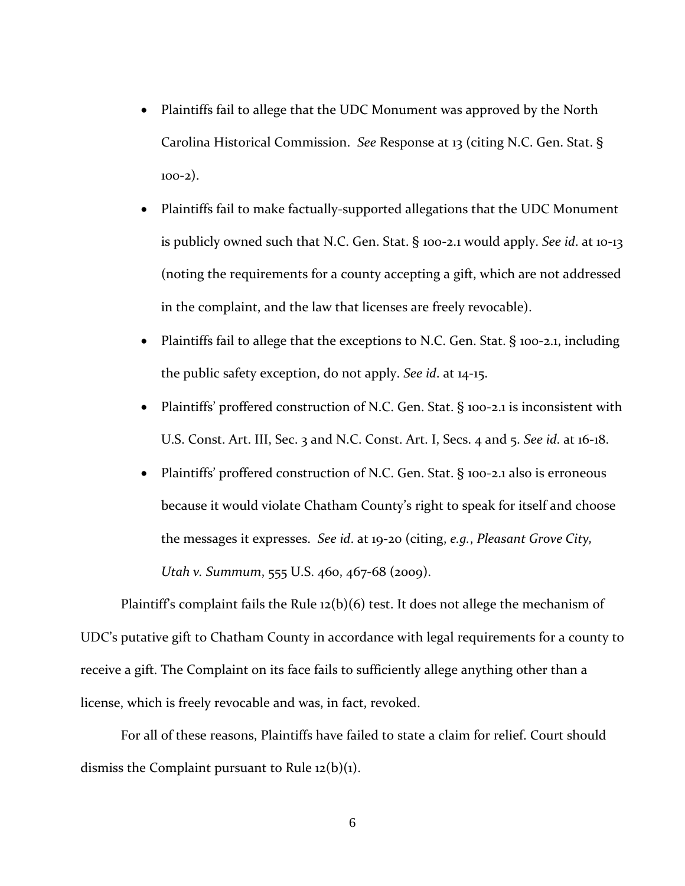- Plaintiffs fail to allege that the UDC Monument was approved by the North Carolina Historical Commission. *See* Response at 13 (citing N.C. Gen. Stat. § 100-2).
- Plaintiffs fail to make factually-supported allegations that the UDC Monument is publicly owned such that N.C. Gen. Stat. § 100-2.1 would apply. *See id*. at 10-13 (noting the requirements for a county accepting a gift, which are not addressed in the complaint, and the law that licenses are freely revocable).
- Plaintiffs fail to allege that the exceptions to N.C. Gen. Stat. § 100-2.1, including the public safety exception, do not apply. *See id*. at 14-15.
- Plaintiffs' proffered construction of N.C. Gen. Stat. § 100-2.1 is inconsistent with U.S. Const. Art. III, Sec. 3 and N.C. Const. Art. I, Secs. 4 and 5. *See id*. at 16-18.
- Plaintiffs' proffered construction of N.C. Gen. Stat. § 100-2.1 also is erroneous because it would violate Chatham County's right to speak for itself and choose the messages it expresses. *See id*. at 19-20 (citing, *e.g.*, *Pleasant Grove City, Utah v. Summum*, 555 U.S. 460, 467-68 (2009).

Plaintiff's complaint fails the Rule 12(b)(6) test. It does not allege the mechanism of UDC's putative gift to Chatham County in accordance with legal requirements for a county to receive a gift. The Complaint on its face fails to sufficiently allege anything other than a license, which is freely revocable and was, in fact, revoked.

For all of these reasons, Plaintiffs have failed to state a claim for relief. Court should dismiss the Complaint pursuant to Rule 12(b)(1).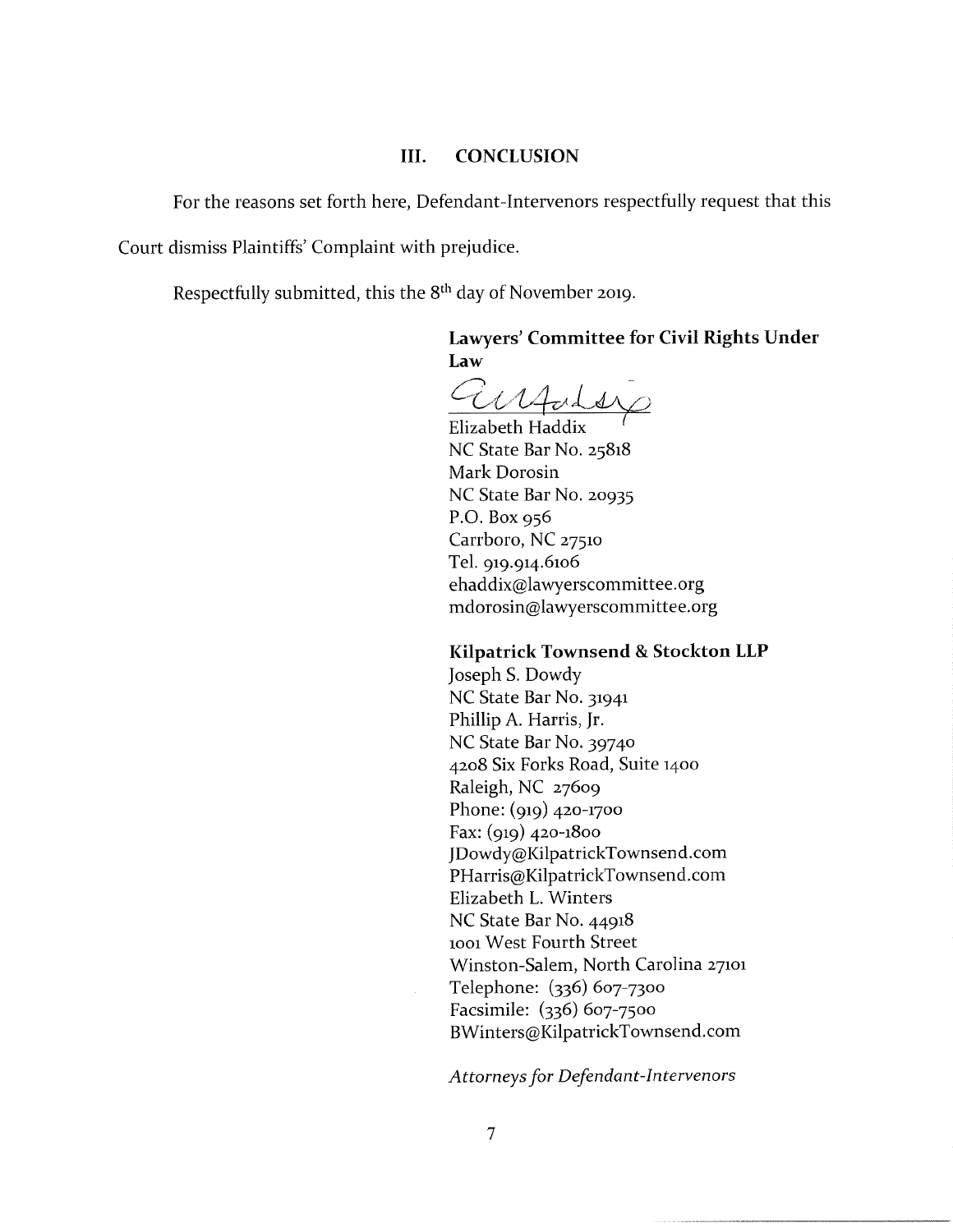## III. CONCLUSION

For the reasons set forth here, Defendant-Intervenors respectfully request that this Court dismiss Plaintiffs' Complaint with prejudice.

Respectfully submitted, this the 8th day of November 2019.

**Lawyers' Committee for Civil Rights Under Law**

Elizabeth Haddix
NC State Bar No. 25818
Mark Dorosin
NC State Bar No. 20935
P.O. Box 956
Carrboro, NC 27510
Tel. 919.914.6106
ehaddix@lawyerscommittee.org
mdorosin@lawyerscommittee.org

**Kilpatrick Townsend & Stockton LLP**
Joseph S. Dowdy
NC State Bar No. 31941
Phillip A. Harris, Jr.
NC State Bar No. 39740
4208 Six Forks Road, Suite 1400
Raleigh, NC 27609
Phone: (919) 420-1700
Fax: (919) 420-1800
JDowdy@KilpatrickTownsend.com
PHarris@KilpatrickTownsend.com
Elizabeth L. Winters
NC State Bar No. 44918
1001 West Fourth Street
Winston-Salem, North Carolina 27101
Telephone: (336) 607-7300
Facsimile: (336) 607-7500
BWinters@KilpatrickTownsend.com

*Attorneys for Defendant-Intervenors*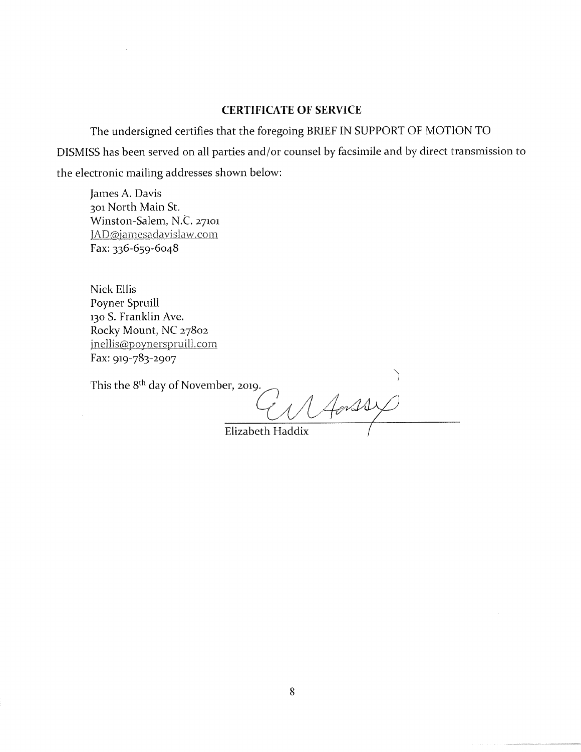## CERTIFICATE OF SERVICE

The undersigned certifies that the foregoing BRIEF IN SUPPORT OF MOTION TO DISMISS has been served on all parties and/or counsel by facsimile and by direct transmission to the electronic mailing addresses shown below:

James A. Davis  
301 North Main St.  
Winston-Salem, N.C. 27101  
JAD@jamesadavislaw.com  
Fax: 336-659-6048

Nick Ellis  
Poyner Spruill  
130 S. Franklin Ave.  
Rocky Mount, NC 27802  
jnellis@poynerspruill.com  
Fax: 919-783-2907

This the 8th day of November, 2019.

Elizabeth Haddix